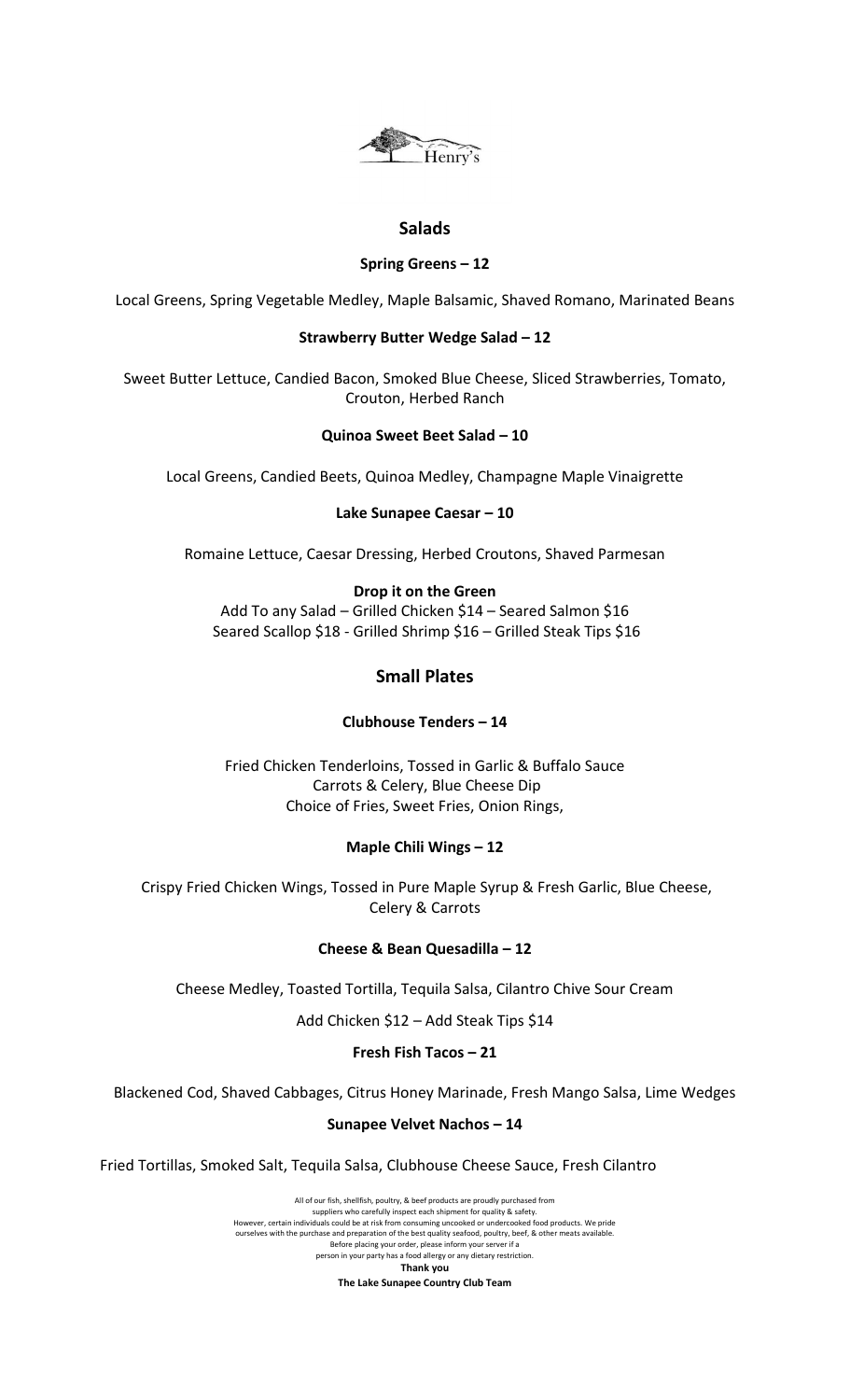Henry's

## Salads

**Spring Greens – 12**

Local Greens, Spring Vegetable Medley, Maple Balsamic, Shaved Romano, Marinated Beans

**Strawberry Butter Wedge Salad – 12**

Sweet Butter Lettuce, Candied Bacon, Smoked Blue Cheese, Sliced Strawberries, Tomato, Crouton, Herbed Ranch

**Quinoa Sweet Beet Salad – 10**

Local Greens, Candied Beets, Quinoa Medley, Champagne Maple Vinaigrette

**Lake Sunapee Caesar – 10**

Romaine Lettuce, Caesar Dressing, Herbed Croutons, Shaved Parmesan

**Drop it on the Green**

Add To any Salad – Grilled Chicken $14 – Seared Salmon $16
Seared Scallop $18 - Grilled Shrimp $16 – Grilled Steak Tips $16

## Small Plates

**Clubhouse Tenders – 14**

Fried Chicken Tenderloins, Tossed in Garlic & Buffalo Sauce
Carrots & Celery, Blue Cheese Dip
Choice of Fries, Sweet Fries, Onion Rings,

**Maple Chili Wings – 12**

Crispy Fried Chicken Wings, Tossed in Pure Maple Syrup & Fresh Garlic, Blue Cheese, Celery & Carrots

**Cheese & Bean Quesadilla – 12**

Cheese Medley, Toasted Tortilla, Tequila Salsa, Cilantro Chive Sour Cream

Add Chicken $12 – Add Steak Tips $14

**Fresh Fish Tacos – 21**

Blackened Cod, Shaved Cabbages, Citrus Honey Marinade, Fresh Mango Salsa, Lime Wedges

**Sunapee Velvet Nachos – 14**

Fried Tortillas, Smoked Salt, Tequila Salsa, Clubhouse Cheese Sauce, Fresh Cilantro

All of our fish, shellfish, poultry, & beef products are proudly purchased from suppliers who carefully inspect each shipment for quality & safety.
However, certain individuals could be at risk from consuming uncooked or undercooked food products. We pride ourselves with the purchase and preparation of the best quality seafood, poultry, beef, & other meats available.
Before placing your order, please inform your server if a person in your party has a food allergy or any dietary restriction.

**Thank you**

**The Lake Sunapee Country Club Team**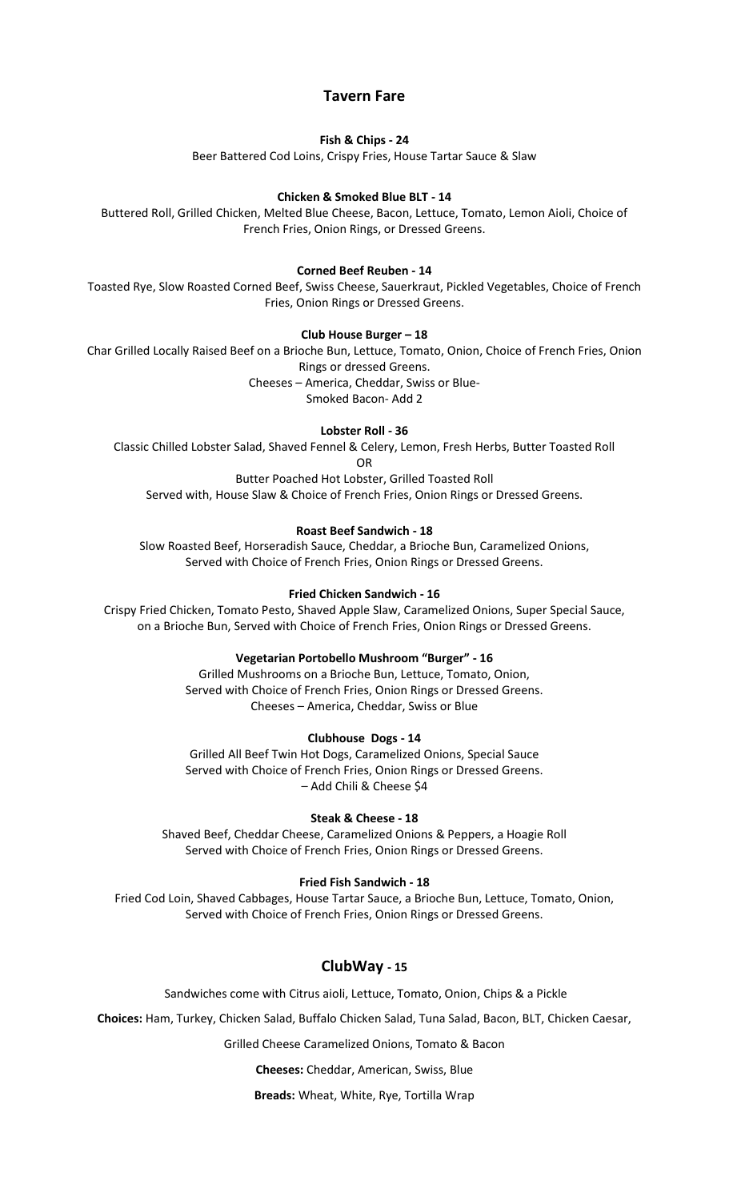## Tavern Fare

**Fish & Chips - 24**

Beer Battered Cod Loins, Crispy Fries, House Tartar Sauce & Slaw

**Chicken & Smoked Blue BLT - 14**

Buttered Roll, Grilled Chicken, Melted Blue Cheese, Bacon, Lettuce, Tomato, Lemon Aioli, Choice of French Fries, Onion Rings, or Dressed Greens.

**Corned Beef Reuben - 14**

Toasted Rye, Slow Roasted Corned Beef, Swiss Cheese, Sauerkraut, Pickled Vegetables, Choice of French Fries, Onion Rings or Dressed Greens.

**Club House Burger – 18**

Char Grilled Locally Raised Beef on a Brioche Bun, Lettuce, Tomato, Onion, Choice of French Fries, Onion Rings or dressed Greens.

Cheeses – America, Cheddar, Swiss or Blue-

Smoked Bacon- Add 2

**Lobster Roll - 36**

Classic Chilled Lobster Salad, Shaved Fennel & Celery, Lemon, Fresh Herbs, Butter Toasted Roll

OR

Butter Poached Hot Lobster, Grilled Toasted Roll

Served with, House Slaw & Choice of French Fries, Onion Rings or Dressed Greens.

**Roast Beef Sandwich - 18**

Slow Roasted Beef, Horseradish Sauce, Cheddar, a Brioche Bun, Caramelized Onions, Served with Choice of French Fries, Onion Rings or Dressed Greens.

**Fried Chicken Sandwich - 16**

Crispy Fried Chicken, Tomato Pesto, Shaved Apple Slaw, Caramelized Onions, Super Special Sauce, on a Brioche Bun, Served with Choice of French Fries, Onion Rings or Dressed Greens.

**Vegetarian Portobello Mushroom "Burger" - 16**

Grilled Mushrooms on a Brioche Bun, Lettuce, Tomato, Onion, Served with Choice of French Fries, Onion Rings or Dressed Greens.

Cheeses – America, Cheddar, Swiss or Blue

**Clubhouse Dogs - 14**

Grilled All Beef Twin Hot Dogs, Caramelized Onions, Special Sauce Served with Choice of French Fries, Onion Rings or Dressed Greens.

– Add Chili & Cheese $4

**Steak & Cheese - 18**

Shaved Beef, Cheddar Cheese, Caramelized Onions & Peppers, a Hoagie Roll Served with Choice of French Fries, Onion Rings or Dressed Greens.

**Fried Fish Sandwich - 18**

Fried Cod Loin, Shaved Cabbages, House Tartar Sauce, a Brioche Bun, Lettuce, Tomato, Onion, Served with Choice of French Fries, Onion Rings or Dressed Greens.

## ClubWay - 15

Sandwiches come with Citrus aioli, Lettuce, Tomato, Onion, Chips & a Pickle

**Choices:** Ham, Turkey, Chicken Salad, Buffalo Chicken Salad, Tuna Salad, Bacon, BLT, Chicken Caesar,

Grilled Cheese Caramelized Onions, Tomato & Bacon

**Cheeses:** Cheddar, American, Swiss, Blue

**Breads:** Wheat, White, Rye, Tortilla Wrap